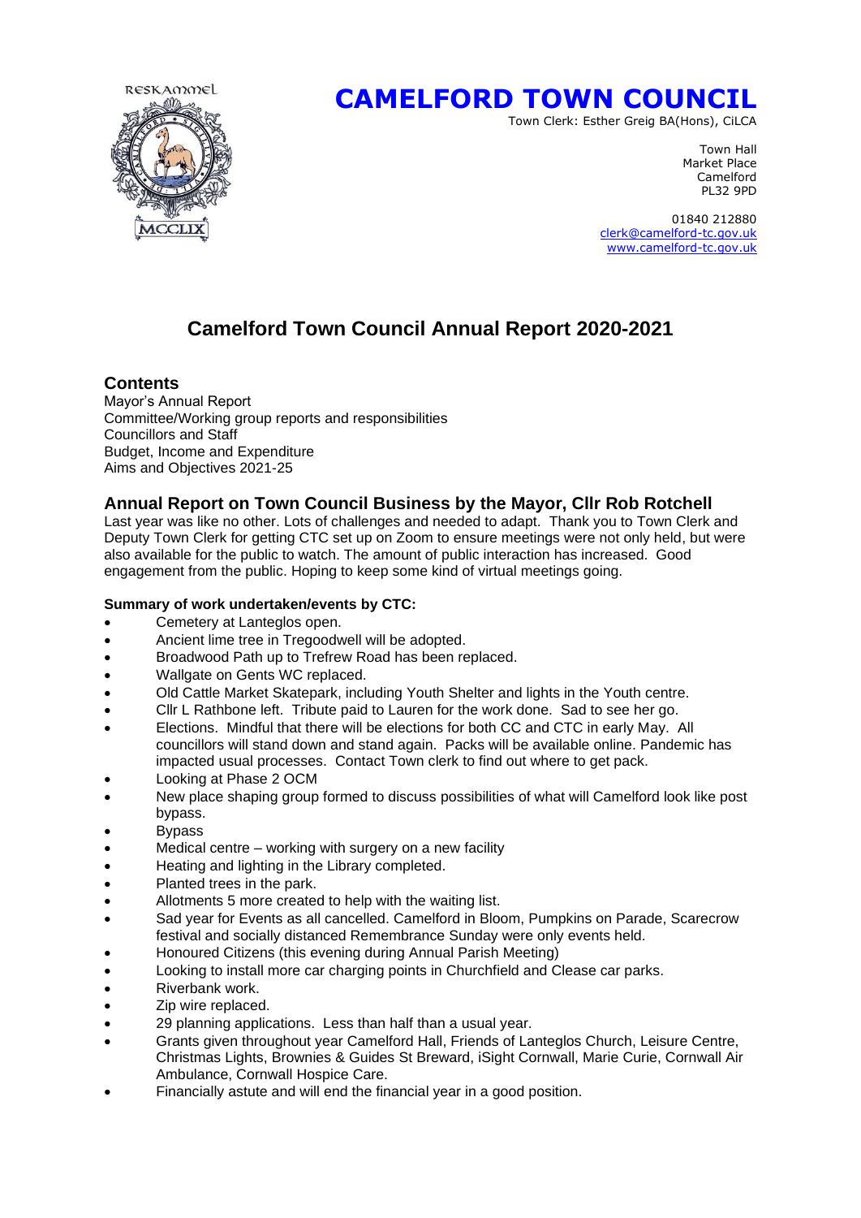# CAMELFORD TOWN COUNCIL

Town Clerk: Esther Greig BA(Hons), CiLCA

Town Hall
Market Place
Camelford
PL32 9PD

01840 212880
clerk@camelford-tc.gov.uk
www.camelford-tc.gov.uk

## Camelford Town Council Annual Report 2020-2021

### Contents

Mayor's Annual Report
Committee/Working group reports and responsibilities
Councillors and Staff
Budget, Income and Expenditure
Aims and Objectives 2021-25

### Annual Report on Town Council Business by the Mayor, Cllr Rob Rotchell

Last year was like no other. Lots of challenges and needed to adapt. Thank you to Town Clerk and Deputy Town Clerk for getting CTC set up on Zoom to ensure meetings were not only held, but were also available for the public to watch. The amount of public interaction has increased. Good engagement from the public. Hoping to keep some kind of virtual meetings going.

**Summary of work undertaken/events by CTC:**

- Cemetery at Lanteglos open.
- Ancient lime tree in Tregoodwell will be adopted.
- Broadwood Path up to Trefrew Road has been replaced.
- Wallgate on Gents WC replaced.
- Old Cattle Market Skatepark, including Youth Shelter and lights in the Youth centre.
- Cllr L Rathbone left. Tribute paid to Lauren for the work done. Sad to see her go.
- Elections. Mindful that there will be elections for both CC and CTC in early May. All councillors will stand down and stand again. Packs will be available online. Pandemic has impacted usual processes. Contact Town clerk to find out where to get pack.
- Looking at Phase 2 OCM
- New place shaping group formed to discuss possibilities of what will Camelford look like post bypass.
- Bypass
- Medical centre – working with surgery on a new facility
- Heating and lighting in the Library completed.
- Planted trees in the park.
- Allotments 5 more created to help with the waiting list.
- Sad year for Events as all cancelled. Camelford in Bloom, Pumpkins on Parade, Scarecrow festival and socially distanced Remembrance Sunday were only events held.
- Honoured Citizens (this evening during Annual Parish Meeting)
- Looking to install more car charging points in Churchfield and Clease car parks.
- Riverbank work.
- Zip wire replaced.
- 29 planning applications. Less than half than a usual year.
- Grants given throughout year Camelford Hall, Friends of Lanteglos Church, Leisure Centre, Christmas Lights, Brownies & Guides St Breward, iSight Cornwall, Marie Curie, Cornwall Air Ambulance, Cornwall Hospice Care.
- Financially astute and will end the financial year in a good position.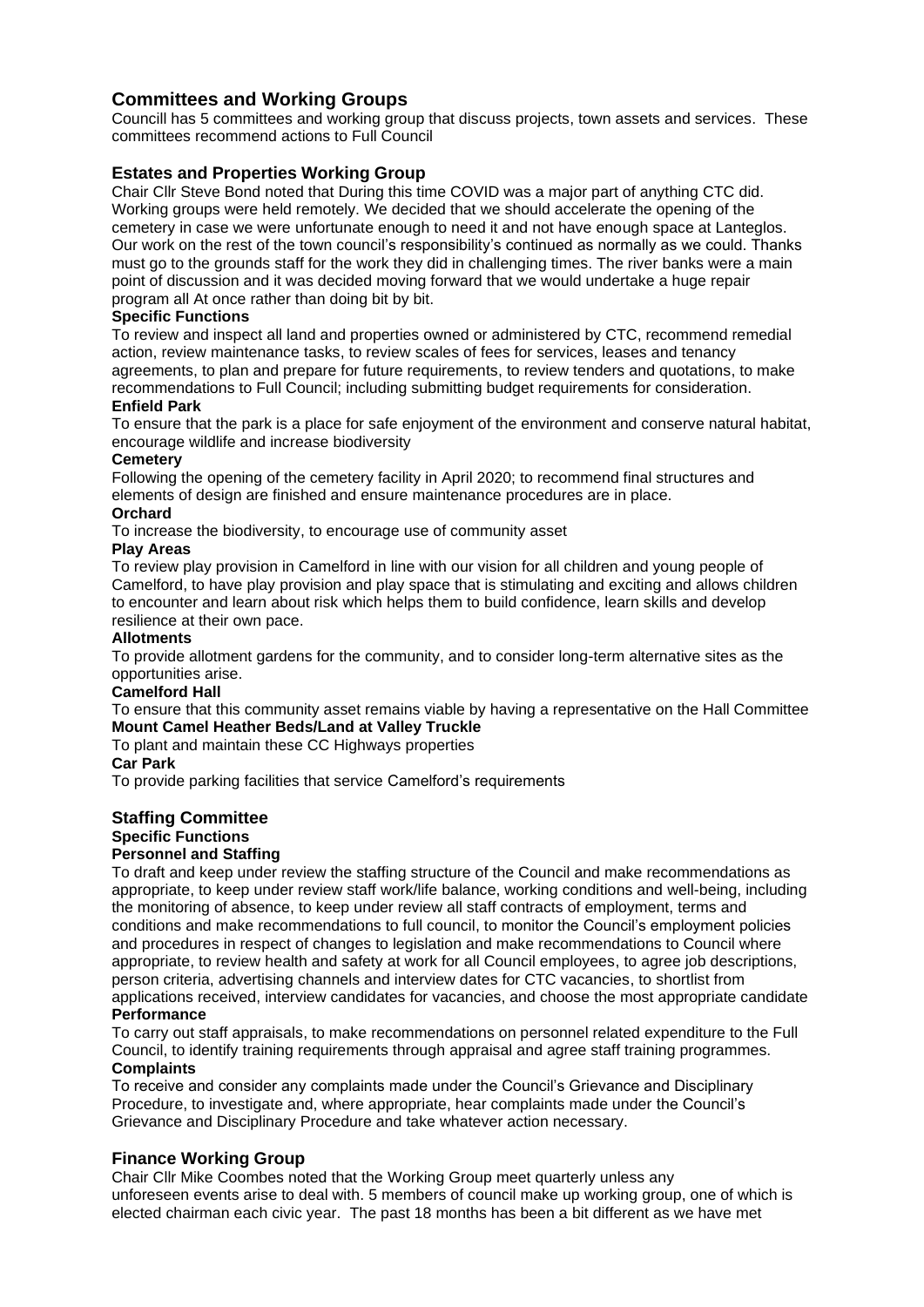## Committees and Working Groups

Councill has 5 committees and working group that discuss projects, town assets and services. These committees recommend actions to Full Council

## Estates and Properties Working Group

Chair Cllr Steve Bond noted that During this time COVID was a major part of anything CTC did. Working groups were held remotely. We decided that we should accelerate the opening of the cemetery in case we were unfortunate enough to need it and not have enough space at Lanteglos. Our work on the rest of the town council's responsibility's continued as normally as we could. Thanks must go to the grounds staff for the work they did in challenging times. The river banks were a main point of discussion and it was decided moving forward that we would undertake a huge repair program all At once rather than doing bit by bit.

**Specific Functions**

To review and inspect all land and properties owned or administered by CTC, recommend remedial action, review maintenance tasks, to review scales of fees for services, leases and tenancy agreements, to plan and prepare for future requirements, to review tenders and quotations, to make recommendations to Full Council; including submitting budget requirements for consideration.

**Enfield Park**

To ensure that the park is a place for safe enjoyment of the environment and conserve natural habitat, encourage wildlife and increase biodiversity

**Cemetery**

Following the opening of the cemetery facility in April 2020; to recommend final structures and elements of design are finished and ensure maintenance procedures are in place.

**Orchard**

To increase the biodiversity, to encourage use of community asset

**Play Areas**

To review play provision in Camelford in line with our vision for all children and young people of Camelford, to have play provision and play space that is stimulating and exciting and allows children to encounter and learn about risk which helps them to build confidence, learn skills and develop resilience at their own pace.

**Allotments**

To provide allotment gardens for the community, and to consider long-term alternative sites as the opportunities arise.

**Camelford Hall**

To ensure that this community asset remains viable by having a representative on the Hall Committee

**Mount Camel Heather Beds/Land at Valley Truckle**

To plant and maintain these CC Highways properties

**Car Park**

To provide parking facilities that service Camelford's requirements

## Staffing Committee

**Specific Functions**

**Personnel and Staffing**

To draft and keep under review the staffing structure of the Council and make recommendations as appropriate, to keep under review staff work/life balance, working conditions and well-being, including the monitoring of absence, to keep under review all staff contracts of employment, terms and conditions and make recommendations to full council, to monitor the Council's employment policies and procedures in respect of changes to legislation and make recommendations to Council where appropriate, to review health and safety at work for all Council employees, to agree job descriptions, person criteria, advertising channels and interview dates for CTC vacancies, to shortlist from applications received, interview candidates for vacancies, and choose the most appropriate candidate

**Performance**

To carry out staff appraisals, to make recommendations on personnel related expenditure to the Full Council, to identify training requirements through appraisal and agree staff training programmes.

**Complaints**

To receive and consider any complaints made under the Council's Grievance and Disciplinary Procedure, to investigate and, where appropriate, hear complaints made under the Council's Grievance and Disciplinary Procedure and take whatever action necessary.

## Finance Working Group

Chair Cllr Mike Coombes noted that the Working Group meet quarterly unless any unforeseen events arise to deal with. 5 members of council make up working group, one of which is elected chairman each civic year. The past 18 months has been a bit different as we have met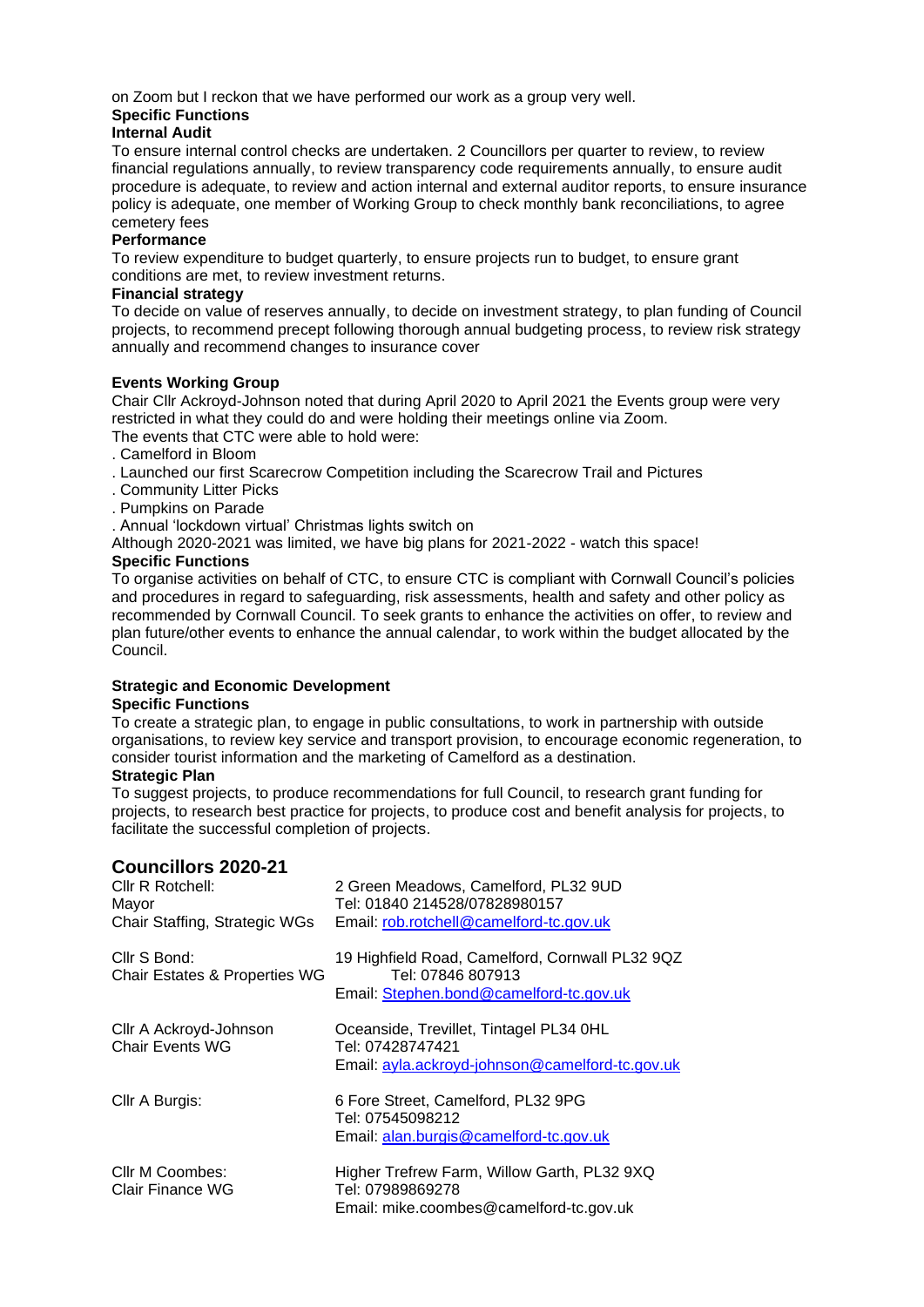on Zoom but I reckon that we have performed our work as a group very well.

**Specific Functions**

**Internal Audit**

To ensure internal control checks are undertaken. 2 Councillors per quarter to review, to review financial regulations annually, to review transparency code requirements annually, to ensure audit procedure is adequate, to review and action internal and external auditor reports, to ensure insurance policy is adequate, one member of Working Group to check monthly bank reconciliations, to agree cemetery fees

**Performance**

To review expenditure to budget quarterly, to ensure projects run to budget, to ensure grant conditions are met, to review investment returns.

**Financial strategy**

To decide on value of reserves annually, to decide on investment strategy, to plan funding of Council projects, to recommend precept following thorough annual budgeting process, to review risk strategy annually and recommend changes to insurance cover

**Events Working Group**

Chair Cllr Ackroyd-Johnson noted that during April 2020 to April 2021 the Events group were very restricted in what they could do and were holding their meetings online via Zoom.
The events that CTC were able to hold were:

. Camelford in Bloom
. Launched our first Scarecrow Competition including the Scarecrow Trail and Pictures
. Community Litter Picks
. Pumpkins on Parade
. Annual 'lockdown virtual' Christmas lights switch on

Although 2020-2021 was limited, we have big plans for 2021-2022 - watch this space!

**Specific Functions**

To organise activities on behalf of CTC, to ensure CTC is compliant with Cornwall Council's policies and procedures in regard to safeguarding, risk assessments, health and safety and other policy as recommended by Cornwall Council. To seek grants to enhance the activities on offer, to review and plan future/other events to enhance the annual calendar, to work within the budget allocated by the Council.

**Strategic and Economic Development**

**Specific Functions**

To create a strategic plan, to engage in public consultations, to work in partnership with outside organisations, to review key service and transport provision, to encourage economic regeneration, to consider tourist information and the marketing of Camelford as a destination.

**Strategic Plan**

To suggest projects, to produce recommendations for full Council, to research grant funding for projects, to research best practice for projects, to produce cost and benefit analysis for projects, to facilitate the successful completion of projects.

## Councillors 2020-21

| | |
|---|---|
| Cllr R Rotchell:<br>Mayor<br>Chair Staffing, Strategic WGs | 2 Green Meadows, Camelford, PL32 9UD<br>Tel: 01840 214528/07828980157<br>Email: rob.rotchell@camelford-tc.gov.uk |
| Cllr S Bond:<br>Chair Estates & Properties WG | 19 Highfield Road, Camelford, Cornwall PL32 9QZ<br>Tel: 07846 807913<br>Email: Stephen.bond@camelford-tc.gov.uk |
| Cllr A Ackroyd-Johnson<br>Chair Events WG | Oceanside, Trevillet, Tintagel PL34 0HL<br>Tel: 07428747421<br>Email: ayla.ackroyd-johnson@camelford-tc.gov.uk |
| Cllr A Burgis: | 6 Fore Street, Camelford, PL32 9PG<br>Tel: 07545098212<br>Email: alan.burgis@camelford-tc.gov.uk |
| Cllr M Coombes:<br>Clair Finance WG | Higher Trefrew Farm, Willow Garth, PL32 9XQ<br>Tel: 07989869278<br>Email: mike.coombes@camelford-tc.gov.uk |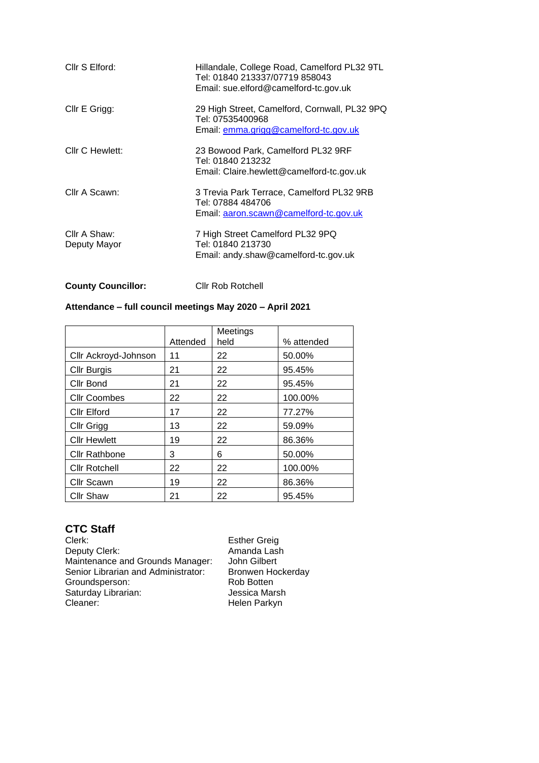Cllr S Elford: Hillandale, College Road, Camelford PL32 9TL
Tel: 01840 213337/07719 858043
Email: sue.elford@camelford-tc.gov.uk

Cllr E Grigg: 29 High Street, Camelford, Cornwall, PL32 9PQ
Tel: 07535400968
Email: emma.grigg@camelford-tc.gov.uk

Cllr C Hewlett: 23 Bowood Park, Camelford PL32 9RF
Tel: 01840 213232
Email: Claire.hewlett@camelford-tc.gov.uk

Cllr A Scawn: 3 Trevia Park Terrace, Camelford PL32 9RB
Tel: 07884 484706
Email: aaron.scawn@camelford-tc.gov.uk

Cllr A Shaw: Deputy Mayor
7 High Street Camelford PL32 9PQ
Tel: 01840 213730
Email: andy.shaw@camelford-tc.gov.uk

**County Councillor:** Cllr Rob Rotchell

**Attendance – full council meetings May 2020 – April 2021**

| | Attended | Meetings held | % attended |
|---|---|---|---|
| Cllr Ackroyd-Johnson | 11 | 22 | 50.00% |
| Cllr Burgis | 21 | 22 | 95.45% |
| Cllr Bond | 21 | 22 | 95.45% |
| Cllr Coombes | 22 | 22 | 100.00% |
| Cllr Elford | 17 | 22 | 77.27% |
| Cllr Grigg | 13 | 22 | 59.09% |
| Cllr Hewlett | 19 | 22 | 86.36% |
| Cllr Rathbone | 3 | 6 | 50.00% |
| Cllr Rotchell | 22 | 22 | 100.00% |
| Cllr Scawn | 19 | 22 | 86.36% |
| Cllr Shaw | 21 | 22 | 95.45% |

## CTC Staff

Clerk: Esther Greig
Deputy Clerk: Amanda Lash
Maintenance and Grounds Manager: John Gilbert
Senior Librarian and Administrator: Bronwen Hockerday
Groundsperson: Rob Botten
Saturday Librarian: Jessica Marsh
Cleaner: Helen Parkyn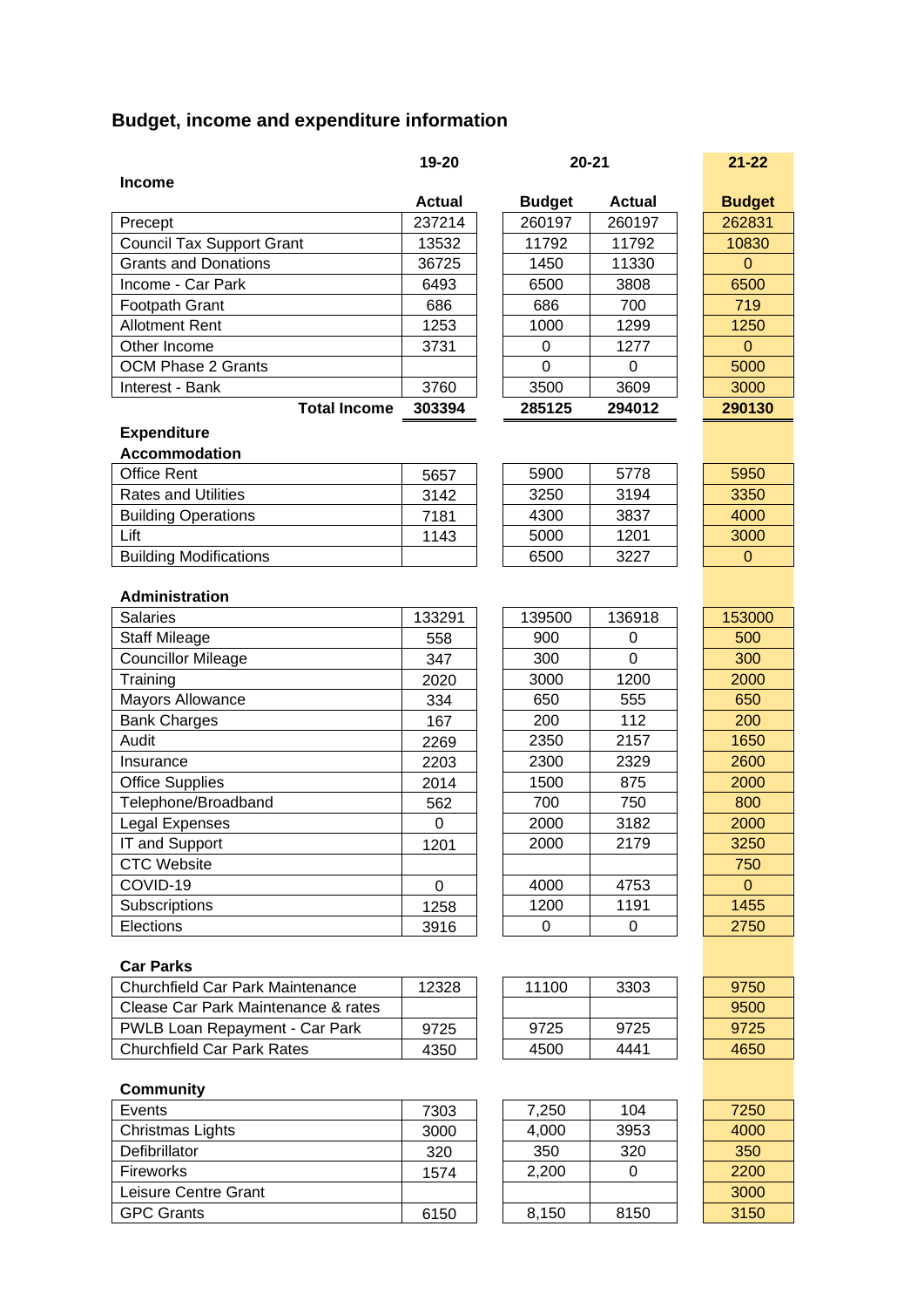## Budget, income and expenditure information

| Income | 19-20 | 20-21 | | 21-22 |
|---|---|---|---|---|
| | Actual | Budget | Actual | Budget |
| Precept | 237214 | 260197 | 260197 | 262831 |
| Council Tax Support Grant | 13532 | 11792 | 11792 | 10830 |
| Grants and Donations | 36725 | 1450 | 11330 | 0 |
| Income - Car Park | 6493 | 6500 | 3808 | 6500 |
| Footpath Grant | 686 | 686 | 700 | 719 |
| Allotment Rent | 1253 | 1000 | 1299 | 1250 |
| Other Income | 3731 | 0 | 1277 | 0 |
| OCM Phase 2 Grants | | 0 | 0 | 5000 |
| Interest - Bank | 3760 | 3500 | 3609 | 3000 |
| **Total Income** | **303394** | **285125** | **294012** | **290130** |
| **Expenditure** | | | | |
| **Accommodation** | | | | |
| Office Rent | 5657 | 5900 | 5778 | 5950 |
| Rates and Utilities | 3142 | 3250 | 3194 | 3350 |
| Building Operations | 7181 | 4300 | 3837 | 4000 |
| Lift | 1143 | 5000 | 1201 | 3000 |
| Building Modifications | | 6500 | 3227 | 0 |
| **Administration** | | | | |
| Salaries | 133291 | 139500 | 136918 | 153000 |
| Staff Mileage | 558 | 900 | 0 | 500 |
| Councillor Mileage | 347 | 300 | 0 | 300 |
| Training | 2020 | 3000 | 1200 | 2000 |
| Mayors Allowance | 334 | 650 | 555 | 650 |
| Bank Charges | 167 | 200 | 112 | 200 |
| Audit | 2269 | 2350 | 2157 | 1650 |
| Insurance | 2203 | 2300 | 2329 | 2600 |
| Office Supplies | 2014 | 1500 | 875 | 2000 |
| Telephone/Broadband | 562 | 700 | 750 | 800 |
| Legal Expenses | 0 | 2000 | 3182 | 2000 |
| IT and Support | 1201 | 2000 | 2179 | 3250 |
| CTC Website | | | | 750 |
| COVID-19 | 0 | 4000 | 4753 | 0 |
| Subscriptions | 1258 | 1200 | 1191 | 1455 |
| Elections | 3916 | 0 | 0 | 2750 |
| **Car Parks** | | | | |
| Churchfield Car Park Maintenance | 12328 | 11100 | 3303 | 9750 |
| Clease Car Park Maintenance & rates | | | | 9500 |
| PWLB Loan Repayment - Car Park | 9725 | 9725 | 9725 | 9725 |
| Churchfield Car Park Rates | 4350 | 4500 | 4441 | 4650 |
| **Community** | | | | |
| Events | 7303 | 7,250 | 104 | 7250 |
| Christmas Lights | 3000 | 4,000 | 3953 | 4000 |
| Defibrillator | 320 | 350 | 320 | 350 |
| Fireworks | 1574 | 2,200 | 0 | 2200 |
| Leisure Centre Grant | | | | 3000 |
| GPC Grants | 6150 | 8,150 | 8150 | 3150 |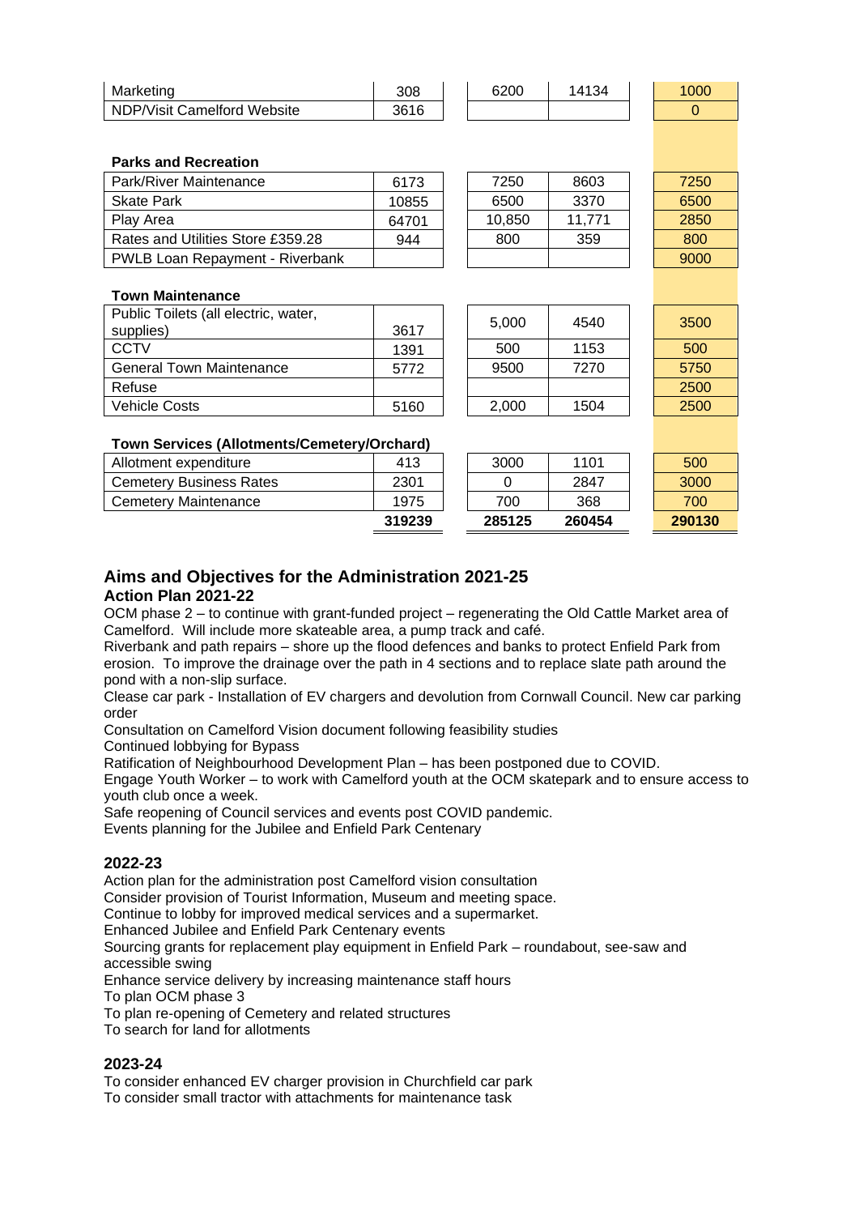| | | | | |
|---|---|---|---|---|
| Marketing | 308 | 6200 | 14134 | 1000 |
| NDP/Visit Camelford Website | 3616 | | | 0 |
| **Parks and Recreation** | | | | |
| Park/River Maintenance | 6173 | 7250 | 8603 | 7250 |
| Skate Park | 10855 | 6500 | 3370 | 6500 |
| Play Area | 64701 | 10,850 | 11,771 | 2850 |
| Rates and Utilities Store £359.28 | 944 | 800 | 359 | 800 |
| PWLB Loan Repayment - Riverbank | | | | 9000 |
| **Town Maintenance** | | | | |
| Public Toilets (all electric, water, supplies) | 3617 | 5,000 | 4540 | 3500 |
| CCTV | 1391 | 500 | 1153 | 500 |
| General Town Maintenance | 5772 | 9500 | 7270 | 5750 |
| Refuse | | | | 2500 |
| Vehicle Costs | 5160 | 2,000 | 1504 | 2500 |
| **Town Services (Allotments/Cemetery/Orchard)** | | | | |
| Allotment expenditure | 413 | 3000 | 1101 | 500 |
| Cemetery Business Rates | 2301 | 0 | 2847 | 3000 |
| Cemetery Maintenance | 1975 | 700 | 368 | 700 |
| | **319239** | **285125** | **260454** | **290130** |

## Aims and Objectives for the Administration 2021-25

### Action Plan 2021-22

OCM phase 2 – to continue with grant-funded project – regenerating the Old Cattle Market area of Camelford. Will include more skateable area, a pump track and café.

Riverbank and path repairs – shore up the flood defences and banks to protect Enfield Park from erosion. To improve the drainage over the path in 4 sections and to replace slate path around the pond with a non-slip surface.

Clease car park - Installation of EV chargers and devolution from Cornwall Council. New car parking order

Consultation on Camelford Vision document following feasibility studies

Continued lobbying for Bypass

Ratification of Neighbourhood Development Plan – has been postponed due to COVID.

Engage Youth Worker – to work with Camelford youth at the OCM skatepark and to ensure access to youth club once a week.

Safe reopening of Council services and events post COVID pandemic.

Events planning for the Jubilee and Enfield Park Centenary

### 2022-23

Action plan for the administration post Camelford vision consultation

Consider provision of Tourist Information, Museum and meeting space.

Continue to lobby for improved medical services and a supermarket.

Enhanced Jubilee and Enfield Park Centenary events

Sourcing grants for replacement play equipment in Enfield Park – roundabout, see-saw and accessible swing

Enhance service delivery by increasing maintenance staff hours

To plan OCM phase 3

To plan re-opening of Cemetery and related structures

To search for land for allotments

### 2023-24

To consider enhanced EV charger provision in Churchfield car park

To consider small tractor with attachments for maintenance task